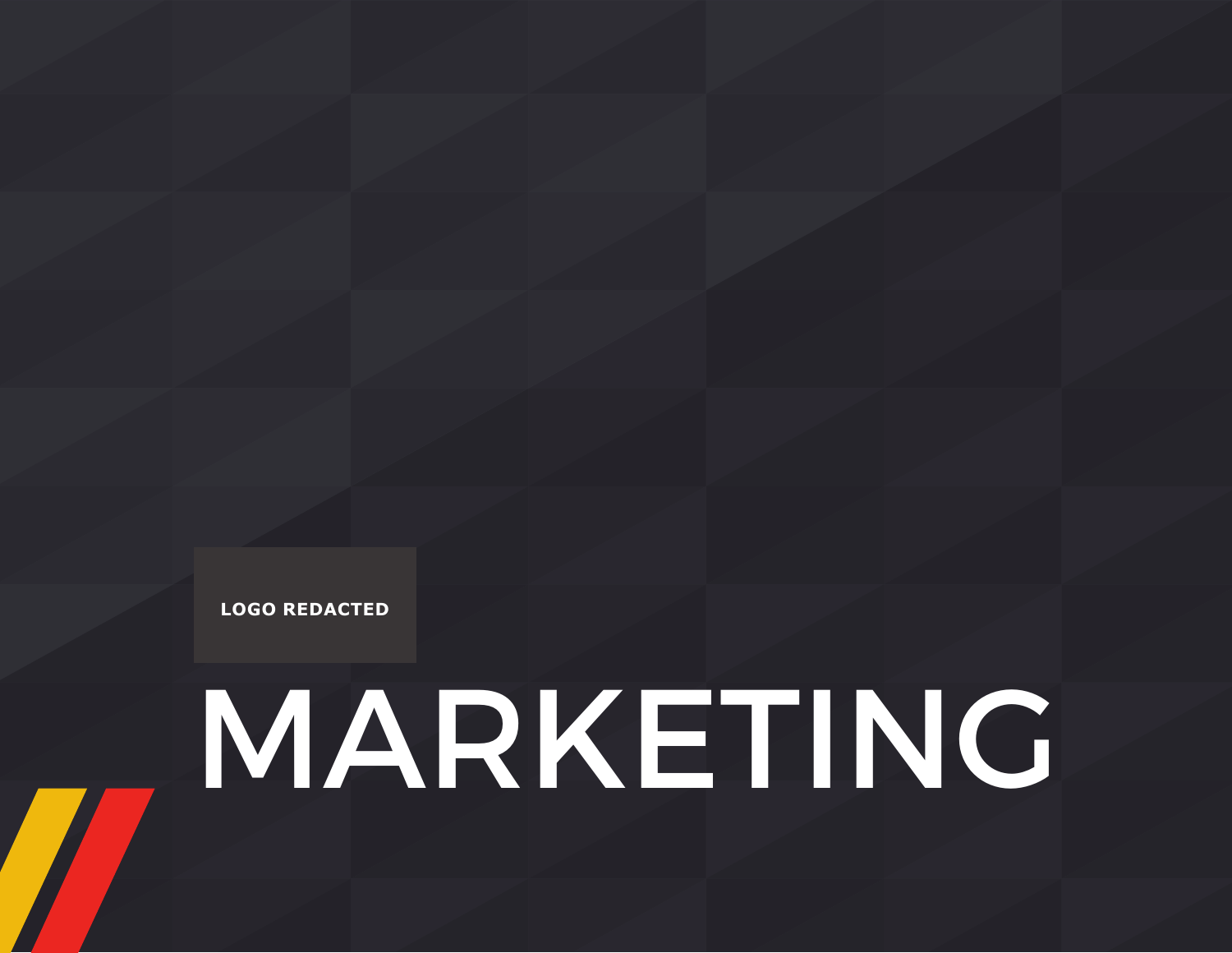LOGO REDACTED

# MARKETING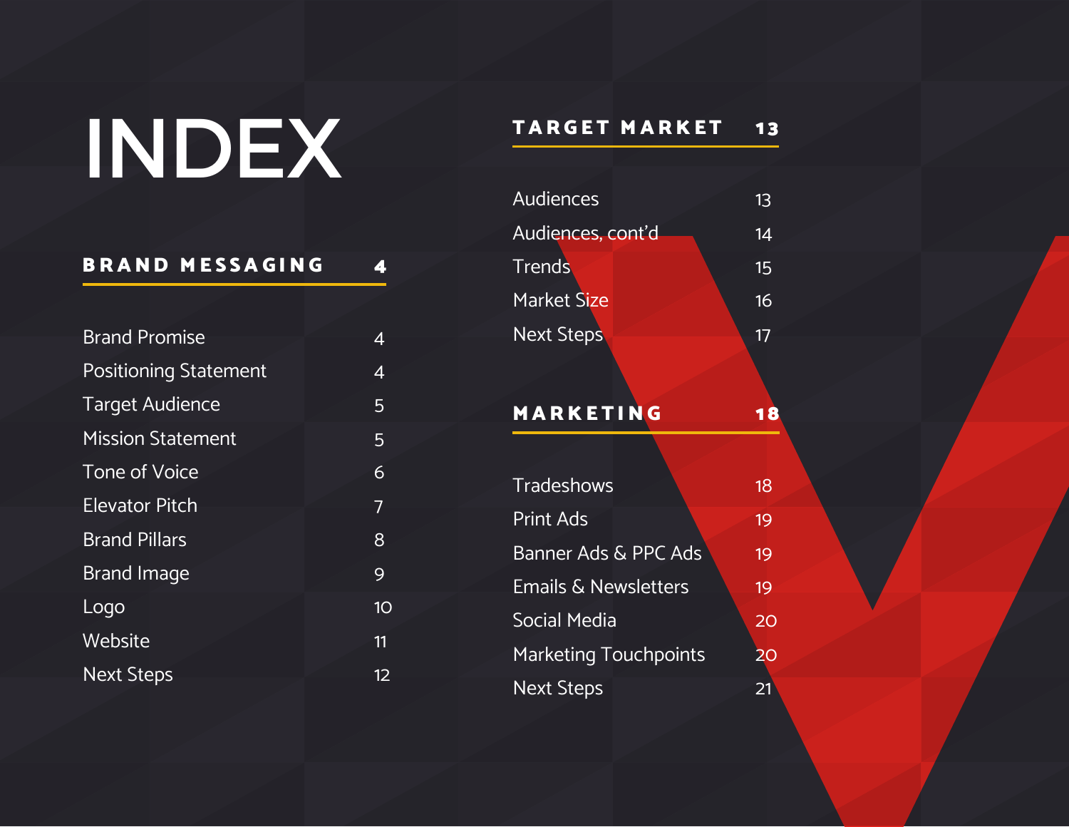# INDEX

## BRAND MESSAGING — 4

| | |
|---|---|
| Brand Promise | 4 |
| Positioning Statement | 4 |
| Target Audience | 5 |
| Mission Statement | 5 |
| Tone of Voice | 6 |
| Elevator Pitch | 7 |
| Brand Pillars | 8 |
| Brand Image | 9 |
| Logo | 10 |
| Website | 11 |
| Next Steps | 12 |

## TARGET MARKET — 13

| | |
|---|---|
| Audiences | 13 |
| Audiences, cont'd | 14 |
| Trends | 15 |
| Market Size | 16 |
| Next Steps | 17 |

## MARKETING — 18

| | |
|---|---|
| Tradeshows | 18 |
| Print Ads | 19 |
| Banner Ads & PPC Ads | 19 |
| Emails & Newsletters | 19 |
| Social Media | 20 |
| Marketing Touchpoints | 20 |
| Next Steps | 21 |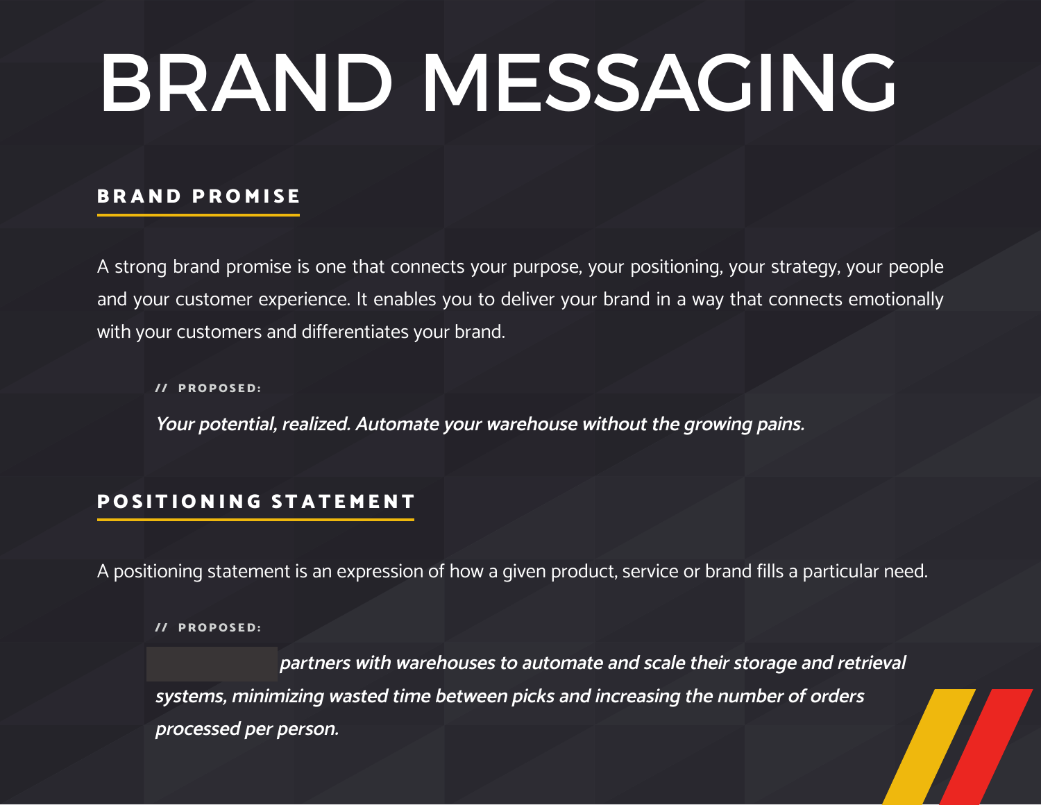# BRAND MESSAGING

## BRAND PROMISE

A strong brand promise is one that connects your purpose, your positioning, your strategy, your people and your customer experience. It enables you to deliver your brand in a way that connects emotionally with your customers and differentiates your brand.

**// PROPOSED:**

***Your potential, realized. Automate your warehouse without the growing pains.***

## POSITIONING STATEMENT

A positioning statement is an expression of how a given product, service or brand fills a particular need.

**// PROPOSED:**

***partners with warehouses to automate and scale their storage and retrieval systems, minimizing wasted time between picks and increasing the number of orders processed per person.***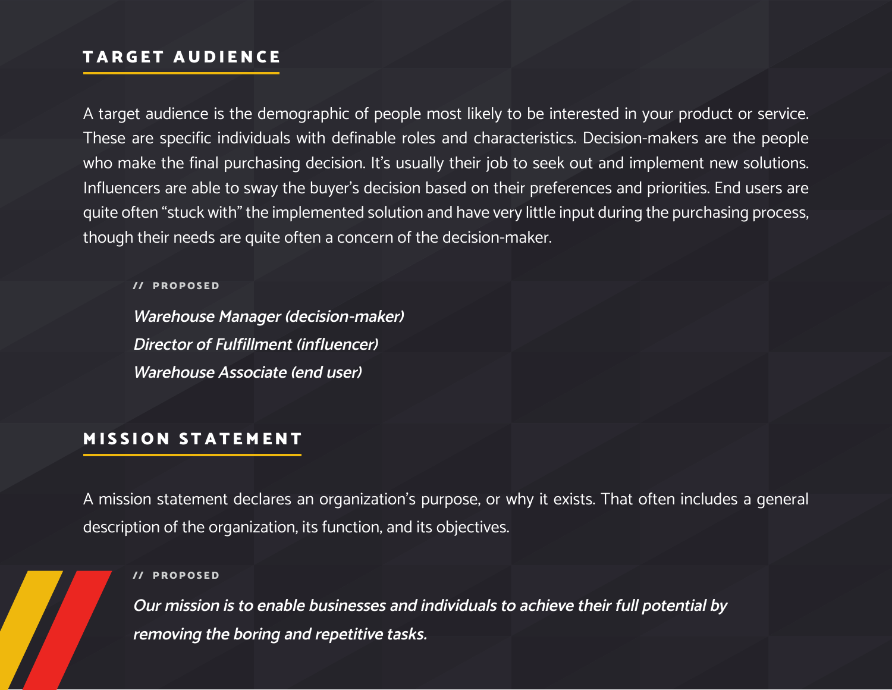## TARGET AUDIENCE

A target audience is the demographic of people most likely to be interested in your product or service. These are specific individuals with definable roles and characteristics. Decision-makers are the people who make the final purchasing decision. It's usually their job to seek out and implement new solutions. Influencers are able to sway the buyer's decision based on their preferences and priorities. End users are quite often "stuck with" the implemented solution and have very little input during the purchasing process, though their needs are quite often a concern of the decision-maker.

**// PROPOSED**

***Warehouse Manager (decision-maker)***
***Director of Fulfillment (influencer)***
***Warehouse Associate (end user)***

## MISSION STATEMENT

A mission statement declares an organization's purpose, or why it exists. That often includes a general description of the organization, its function, and its objectives.

**// PROPOSED**

***Our mission is to enable businesses and individuals to achieve their full potential by removing the boring and repetitive tasks.***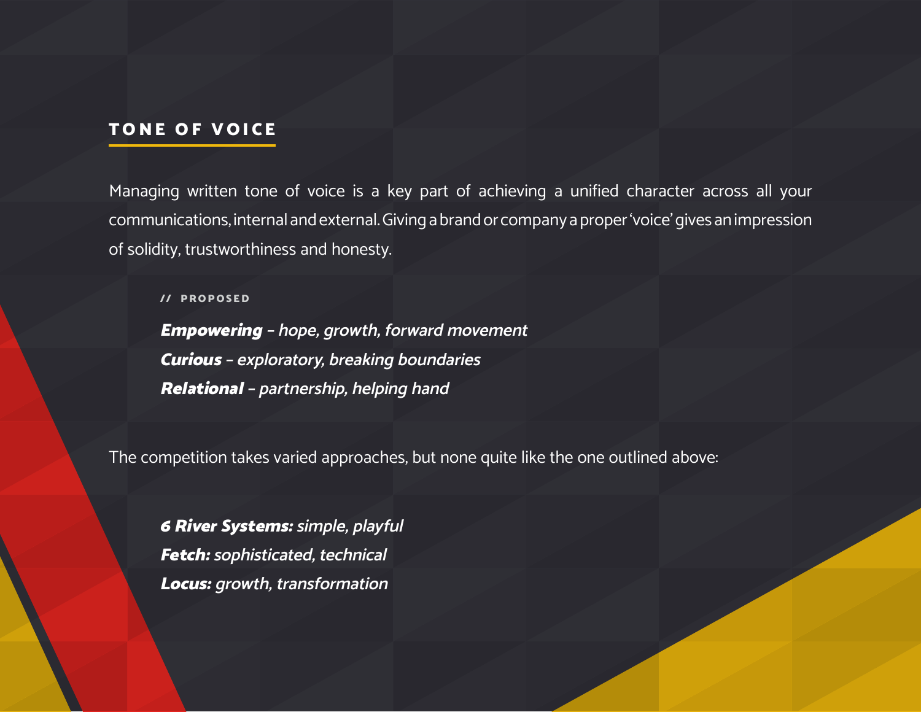## TONE OF VOICE

Managing written tone of voice is a key part of achieving a unified character across all your communications, internal and external. Giving a brand or company a proper 'voice' gives an impression of solidity, trustworthiness and honesty.

// PROPOSED

***Empowering*** *– hope, growth, forward movement*
***Curious*** *– exploratory, breaking boundaries*
***Relational*** *– partnership, helping hand*

The competition takes varied approaches, but none quite like the one outlined above:

***6 River Systems:*** *simple, playful*
***Fetch:*** *sophisticated, technical*
***Locus:*** *growth, transformation*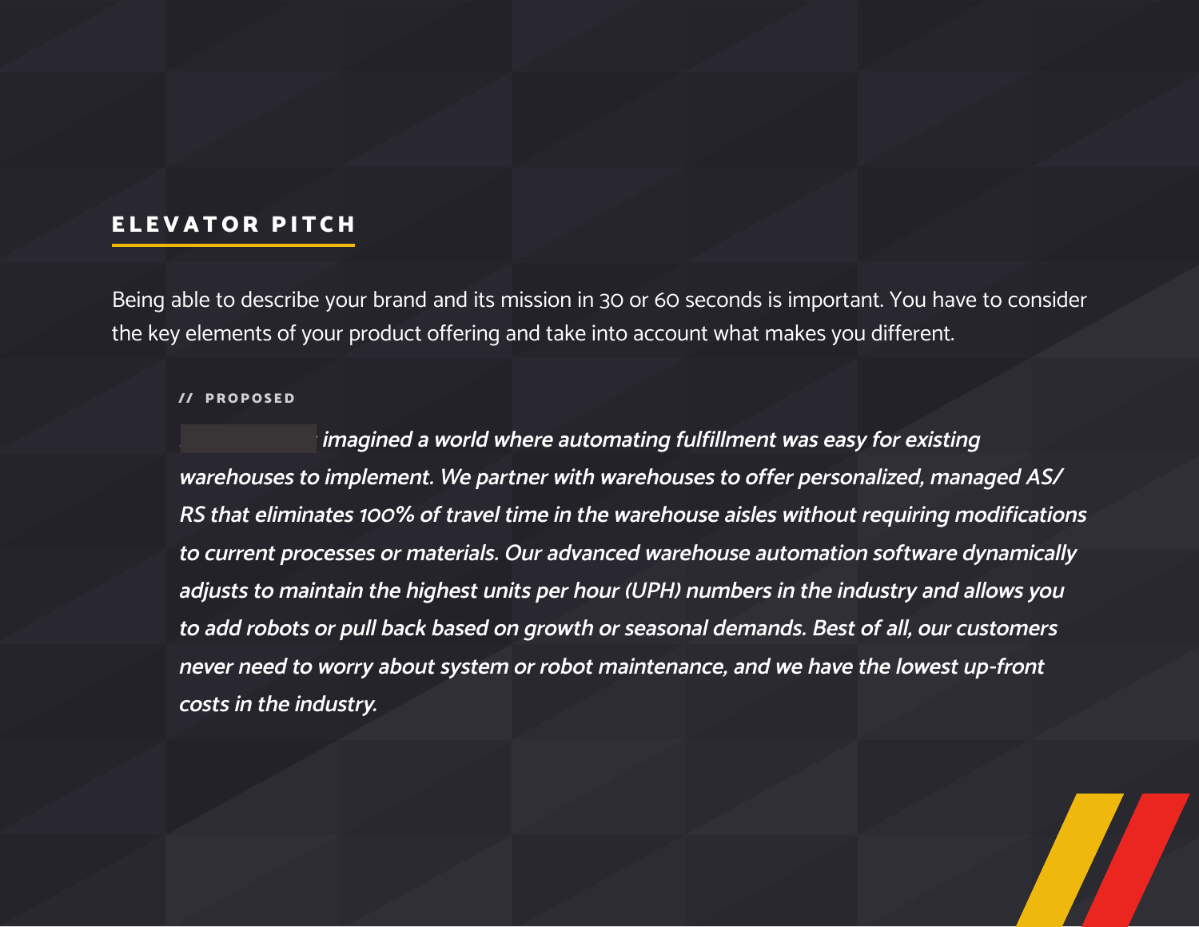## ELEVATOR PITCH

Being able to describe your brand and its mission in 30 or 60 seconds is important. You have to consider the key elements of your product offering and take into account what makes you different.

// PROPOSED

*imagined a world where automating fulfillment was easy for existing warehouses to implement. We partner with warehouses to offer personalized, managed AS/RS that eliminates 100% of travel time in the warehouse aisles without requiring modifications to current processes or materials. Our advanced warehouse automation software dynamically adjusts to maintain the highest units per hour (UPH) numbers in the industry and allows you to add robots or pull back based on growth or seasonal demands. Best of all, our customers never need to worry about system or robot maintenance, and we have the lowest up-front costs in the industry.*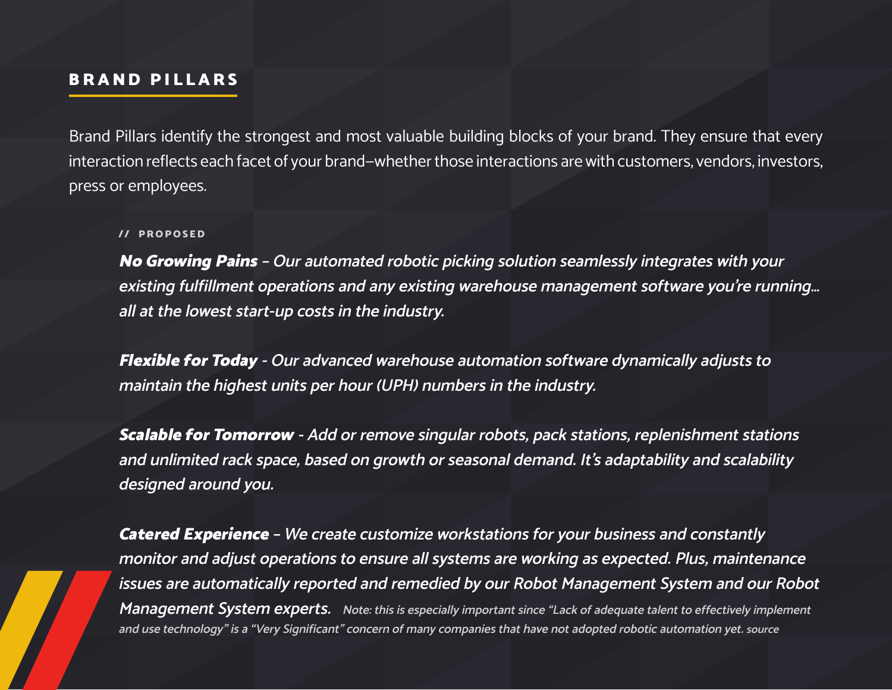## BRAND PILLARS

Brand Pillars identify the strongest and most valuable building blocks of your brand. They ensure that every interaction reflects each facet of your brand–whether those interactions are with customers, vendors, investors, press or employees.

// PROPOSED

***No Growing Pains*** *– Our automated robotic picking solution seamlessly integrates with your existing fulfillment operations and any existing warehouse management software you're running... all at the lowest start-up costs in the industry.*

***Flexible for Today*** *- Our advanced warehouse automation software dynamically adjusts to maintain the highest units per hour (UPH) numbers in the industry.*

***Scalable for Tomorrow*** *- Add or remove singular robots, pack stations, replenishment stations and unlimited rack space, based on growth or seasonal demand. It's adaptability and scalability designed around you.*

***Catered Experience*** *– We create customize workstations for your business and constantly monitor and adjust operations to ensure all systems are working as expected. Plus, maintenance issues are automatically reported and remedied by our Robot Management System and our Robot Management System experts.* *Note: this is especially important since "Lack of adequate talent to effectively implement and use technology" is a "Very Significant" concern of many companies that have not adopted robotic automation yet. source*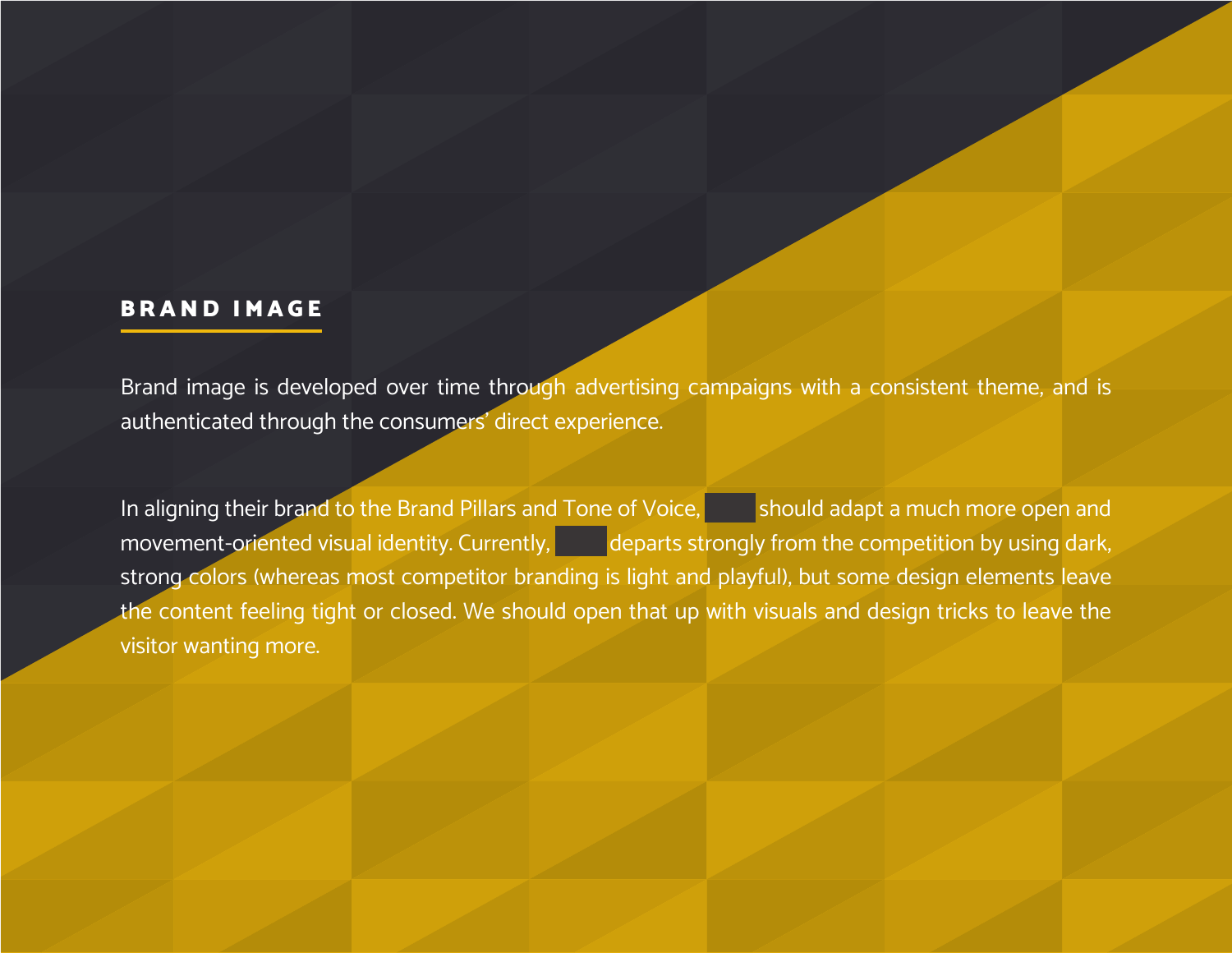## BRAND IMAGE

Brand image is developed over time through advertising campaigns with a consistent theme, and is authenticated through the consumers' direct experience.

In aligning their brand to the Brand Pillars and Tone of Voice, should adapt a much more open and movement-oriented visual identity. Currently, departs strongly from the competition by using dark, strong colors (whereas most competitor branding is light and playful), but some design elements leave the content feeling tight or closed. We should open that up with visuals and design tricks to leave the visitor wanting more.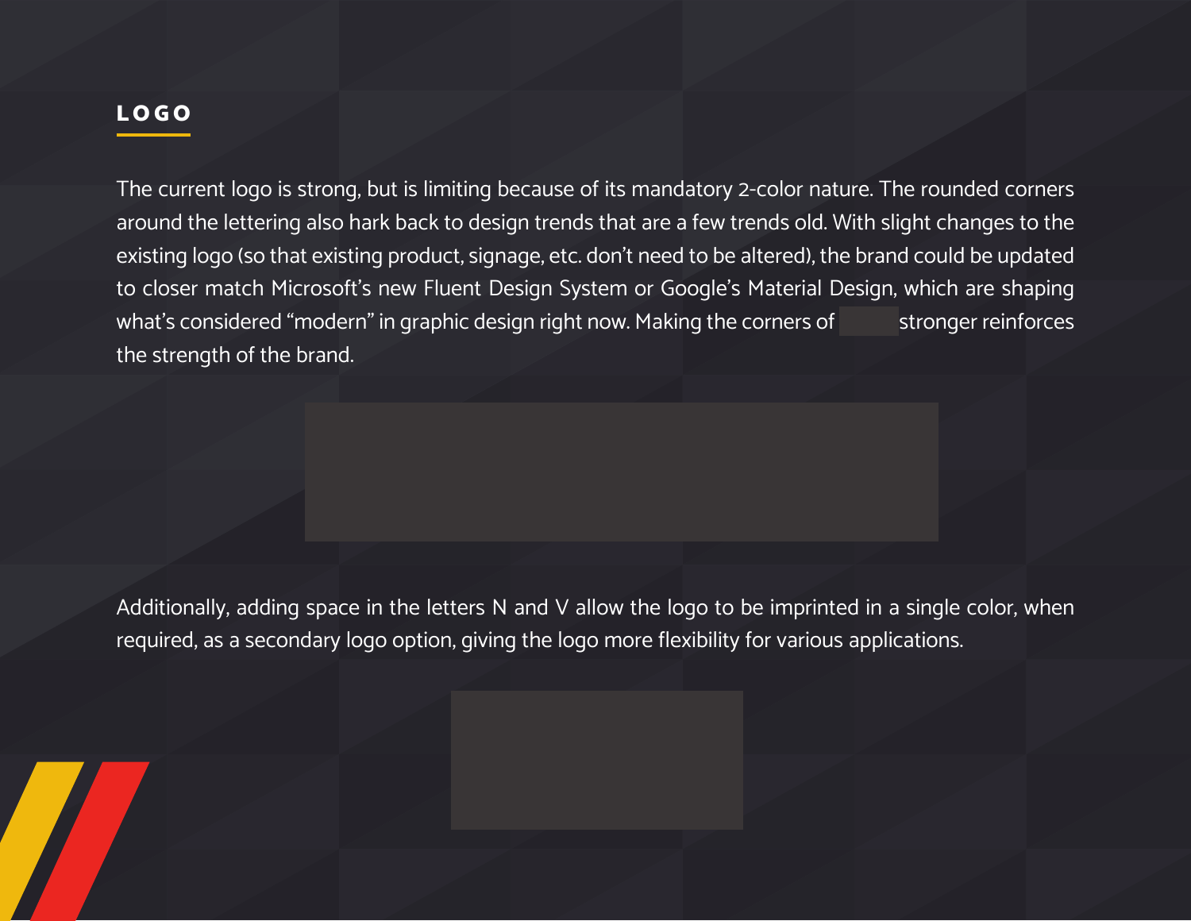## LOGO

The current logo is strong, but is limiting because of its mandatory 2-color nature. The rounded corners around the lettering also hark back to design trends that are a few trends old. With slight changes to the existing logo (so that existing product, signage, etc. don't need to be altered), the brand could be updated to closer match Microsoft's new Fluent Design System or Google's Material Design, which are shaping what's considered "modern" in graphic design right now. Making the corners of stronger reinforces the strength of the brand.

Additionally, adding space in the letters N and V allow the logo to be imprinted in a single color, when required, as a secondary logo option, giving the logo more flexibility for various applications.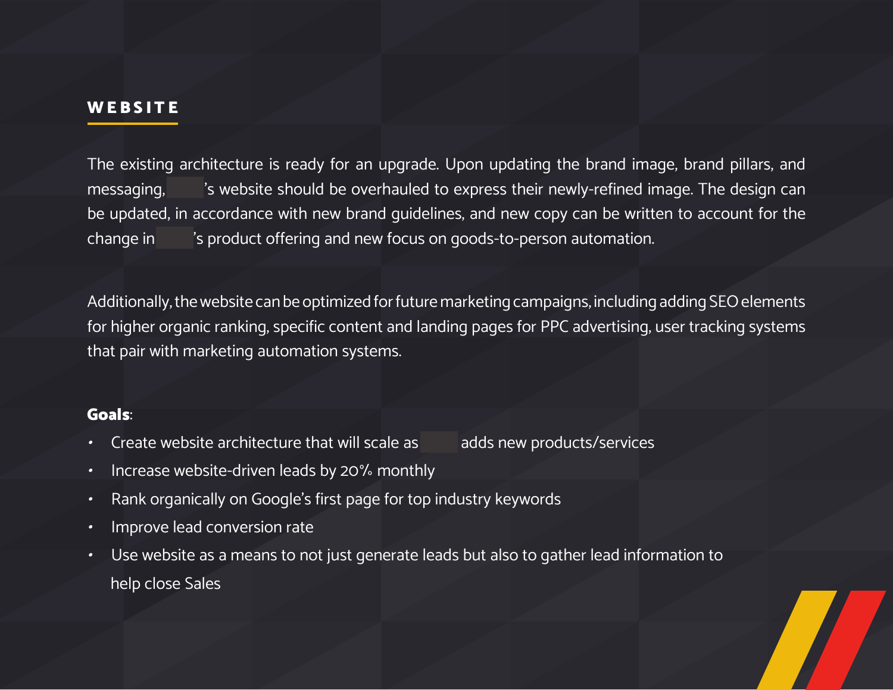## WEBSITE

The existing architecture is ready for an upgrade. Upon updating the brand image, brand pillars, and messaging, ’s website should be overhauled to express their newly-refined image. The design can be updated, in accordance with new brand guidelines, and new copy can be written to account for the change in ’s product offering and new focus on goods-to-person automation.

Additionally, the website can be optimized for future marketing campaigns, including adding SEO elements for higher organic ranking, specific content and landing pages for PPC advertising, user tracking systems that pair with marketing automation systems.

**Goals**:

- Create website architecture that will scale as adds new products/services
- Increase website-driven leads by 20% monthly
- Rank organically on Google’s first page for top industry keywords
- Improve lead conversion rate
- Use website as a means to not just generate leads but also to gather lead information to help close Sales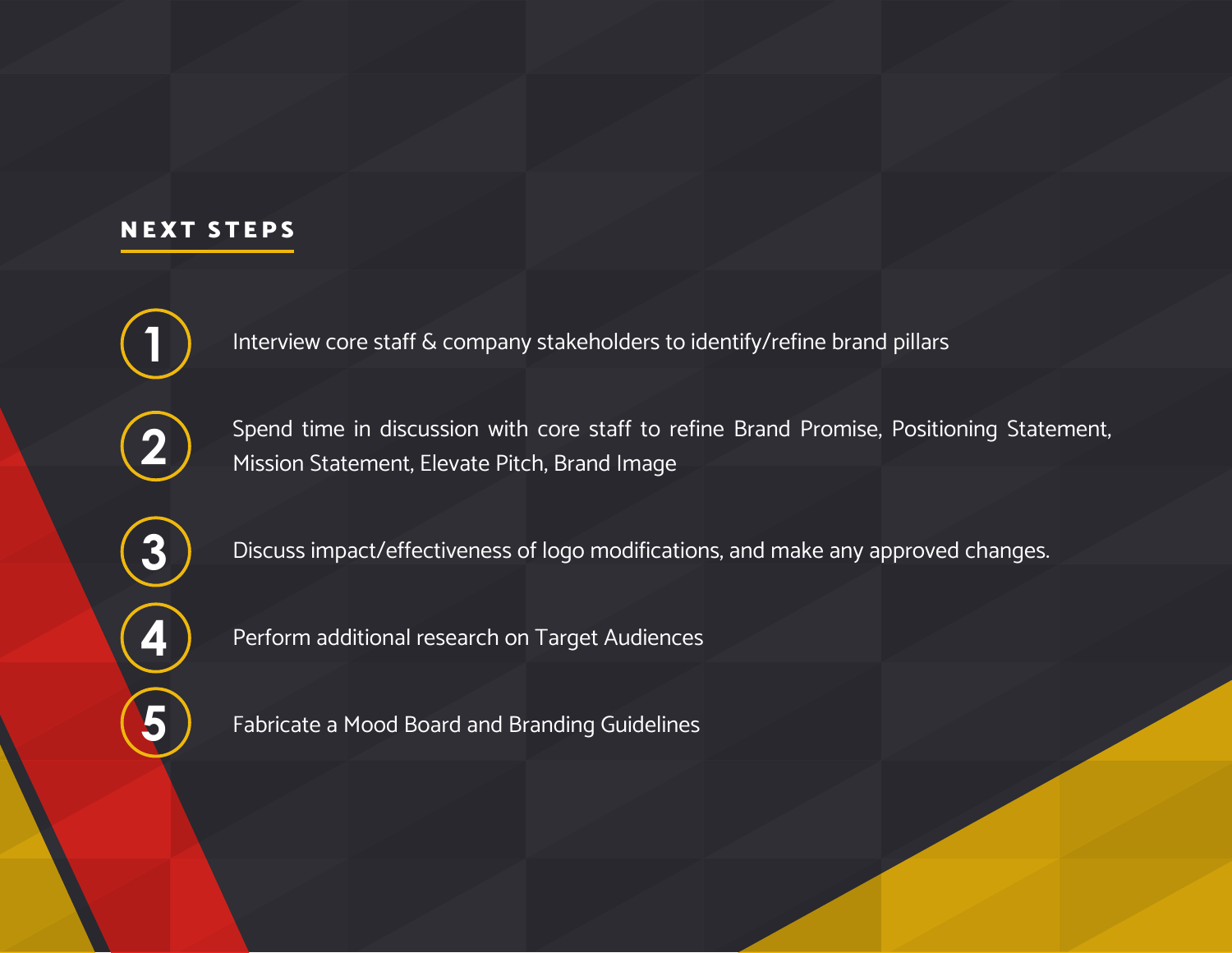## NEXT STEPS

1. Interview core staff & company stakeholders to identify/refine brand pillars
2. Spend time in discussion with core staff to refine Brand Promise, Positioning Statement, Mission Statement, Elevate Pitch, Brand Image
3. Discuss impact/effectiveness of logo modifications, and make any approved changes.
4. Perform additional research on Target Audiences
5. Fabricate a Mood Board and Branding Guidelines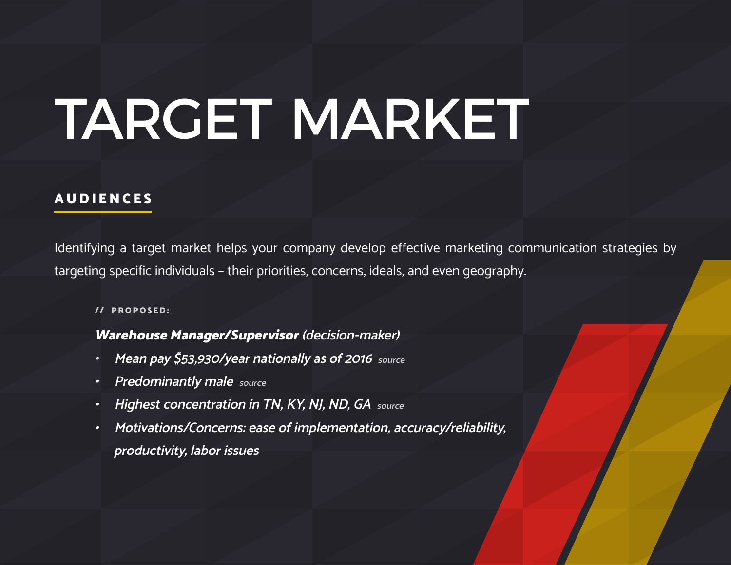# TARGET MARKET

## AUDIENCES

Identifying a target market helps your company develop effective marketing communication strategies by targeting specific individuals – their priorities, concerns, ideals, and even geography.

// PROPOSED:

***Warehouse Manager/Supervisor*** *(decision-maker)*

- *Mean pay $53,930/year nationally as of 2016* source
- *Predominantly male* source
- *Highest concentration in TN, KY, NJ, ND, GA* source
- *Motivations/Concerns: ease of implementation, accuracy/reliability, productivity, labor issues*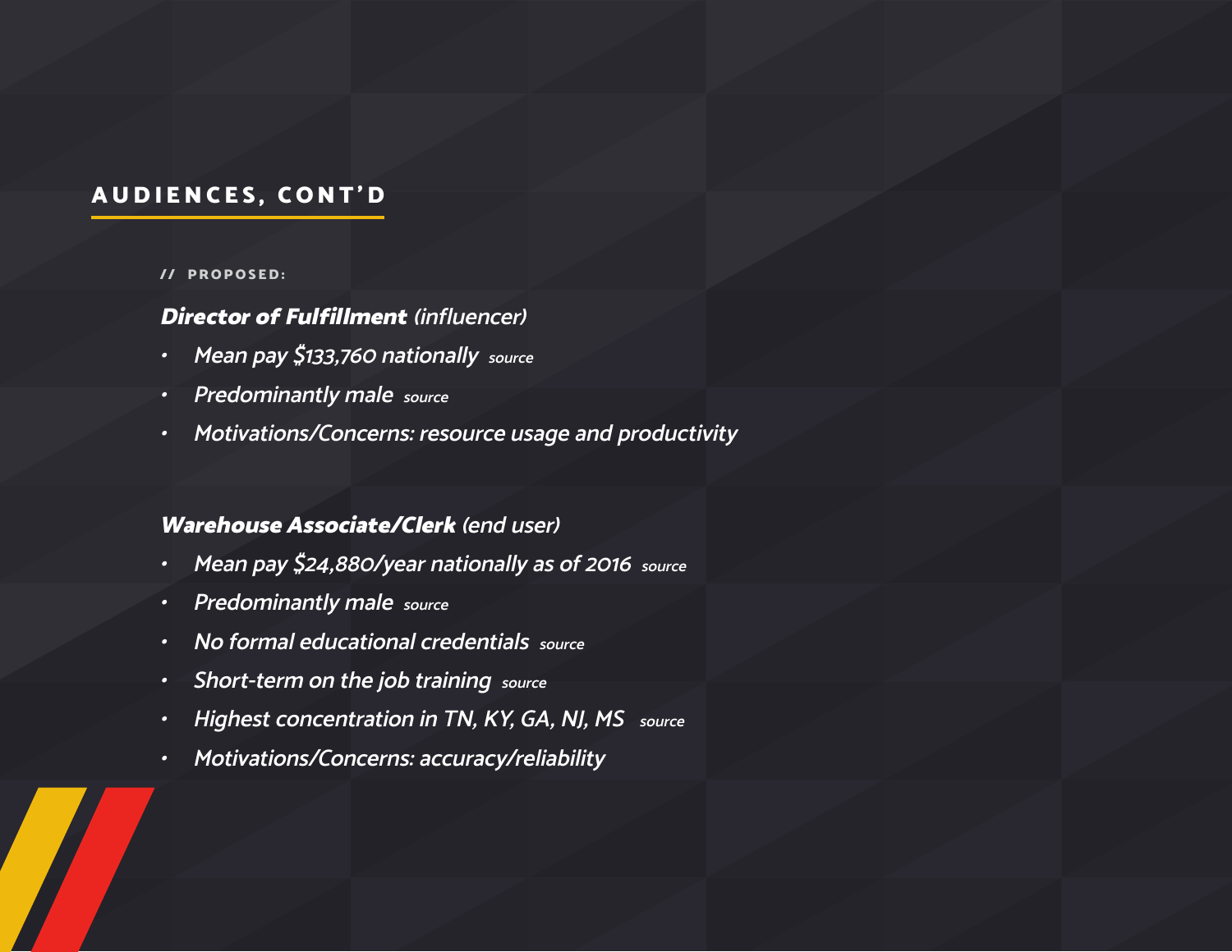## AUDIENCES, CONT'D

**// PROPOSED:**

***Director of Fulfillment*** *(influencer)*

- *Mean pay $133,760 nationally* source
- *Predominantly male* source
- *Motivations/Concerns: resource usage and productivity*

***Warehouse Associate/Clerk*** *(end user)*

- *Mean pay $24,880/year nationally as of 2016* source
- *Predominantly male* source
- *No formal educational credentials* source
- *Short-term on the job training* source
- *Highest concentration in TN, KY, GA, NJ, MS* source
- *Motivations/Concerns: accuracy/reliability*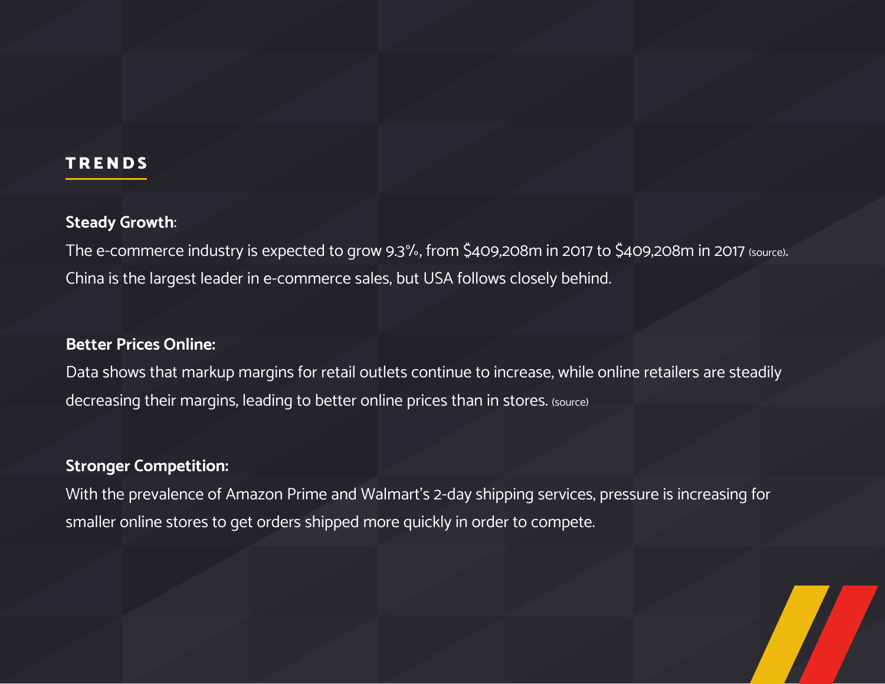## TRENDS

**Steady Growth**:
The e-commerce industry is expected to grow 9.3%, from $409,208m in 2017 to $409,208m in 2017 (source).
China is the largest leader in e-commerce sales, but USA follows closely behind.

**Better Prices Online:**
Data shows that markup margins for retail outlets continue to increase, while online retailers are steadily decreasing their margins, leading to better online prices than in stores. (source)

**Stronger Competition:**
With the prevalence of Amazon Prime and Walmart's 2-day shipping services, pressure is increasing for smaller online stores to get orders shipped more quickly in order to compete.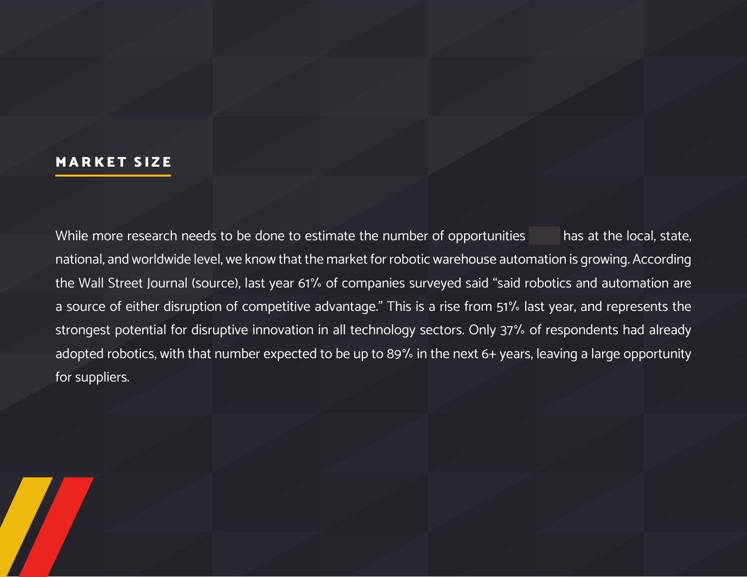## MARKET SIZE

While more research needs to be done to estimate the number of opportunities has at the local, state, national, and worldwide level, we know that the market for robotic warehouse automation is growing. According the Wall Street Journal (source), last year 61% of companies surveyed said “said robotics and automation are a source of either disruption of competitive advantage.” This is a rise from 51% last year, and represents the strongest potential for disruptive innovation in all technology sectors. Only 37% of respondents had already adopted robotics, with that number expected to be up to 89% in the next 6+ years, leaving a large opportunity for suppliers.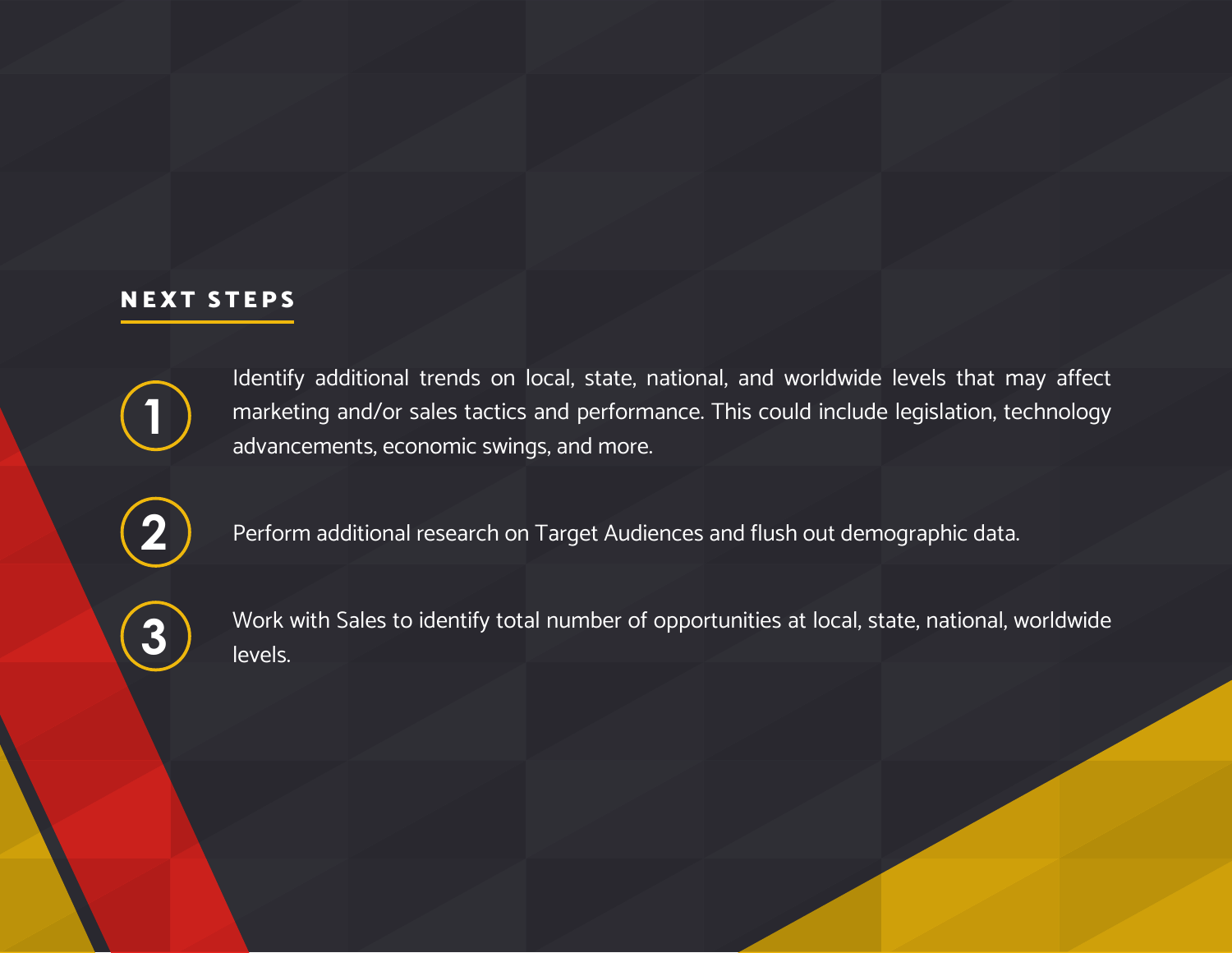## NEXT STEPS

1. Identify additional trends on local, state, national, and worldwide levels that may affect marketing and/or sales tactics and performance. This could include legislation, technology advancements, economic swings, and more.

2. Perform additional research on Target Audiences and flush out demographic data.

3. Work with Sales to identify total number of opportunities at local, state, national, worldwide levels.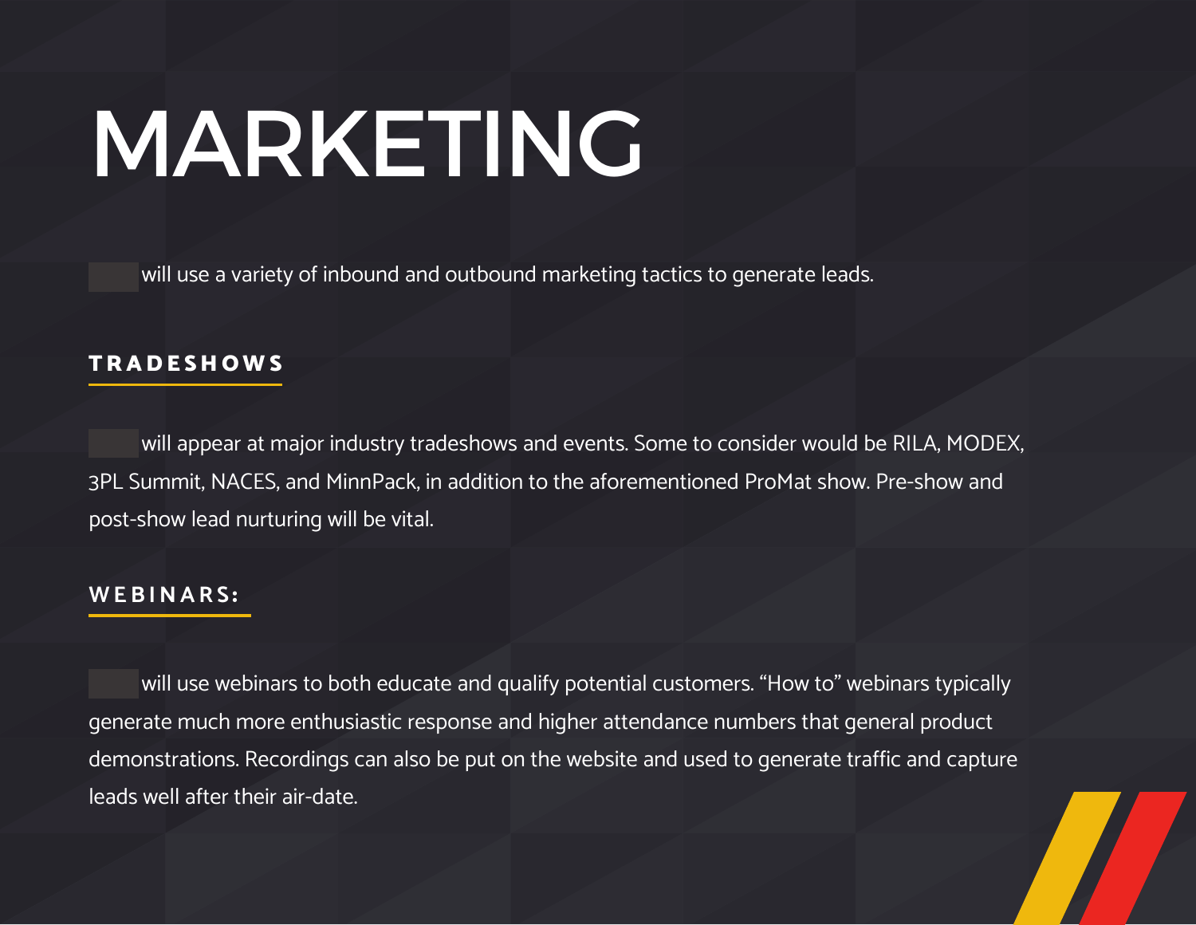# MARKETING

will use a variety of inbound and outbound marketing tactics to generate leads.

## TRADESHOWS

will appear at major industry tradeshows and events. Some to consider would be RILA, MODEX, 3PL Summit, NACES, and MinnPack, in addition to the aforementioned ProMat show. Pre-show and post-show lead nurturing will be vital.

## WEBINARS:

will use webinars to both educate and qualify potential customers. “How to” webinars typically generate much more enthusiastic response and higher attendance numbers that general product demonstrations. Recordings can also be put on the website and used to generate traffic and capture leads well after their air-date.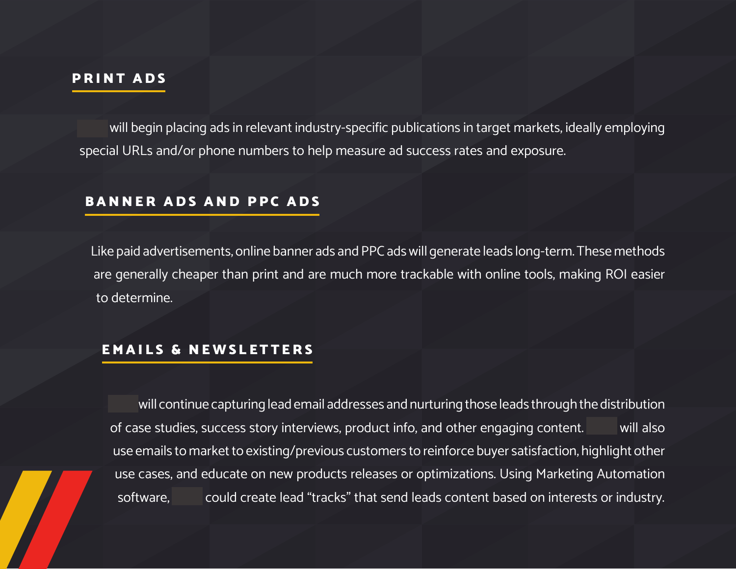## PRINT ADS

will begin placing ads in relevant industry-specific publications in target markets, ideally employing special URLs and/or phone numbers to help measure ad success rates and exposure.

## BANNER ADS AND PPC ADS

Like paid advertisements, online banner ads and PPC ads will generate leads long-term. These methods are generally cheaper than print and are much more trackable with online tools, making ROI easier to determine.

## EMAILS & NEWSLETTERS

will continue capturing lead email addresses and nurturing those leads through the distribution of case studies, success story interviews, product info, and other engaging content. will also use emails to market to existing/previous customers to reinforce buyer satisfaction, highlight other use cases, and educate on new products releases or optimizations. Using Marketing Automation software, could create lead "tracks" that send leads content based on interests or industry.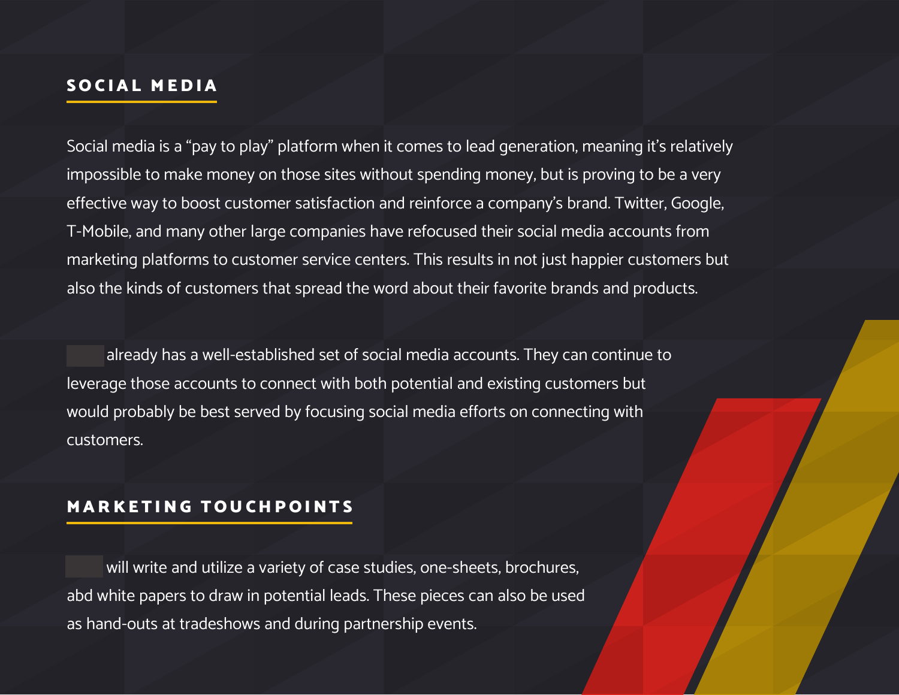## SOCIAL MEDIA

Social media is a “pay to play” platform when it comes to lead generation, meaning it’s relatively impossible to make money on those sites without spending money, but is proving to be a very effective way to boost customer satisfaction and reinforce a company’s brand. Twitter, Google, T-Mobile, and many other large companies have refocused their social media accounts from marketing platforms to customer service centers. This results in not just happier customers but also the kinds of customers that spread the word about their favorite brands and products.

already has a well-established set of social media accounts. They can continue to leverage those accounts to connect with both potential and existing customers but would probably be best served by focusing social media efforts on connecting with customers.

## MARKETING TOUCHPOINTS

will write and utilize a variety of case studies, one-sheets, brochures, abd white papers to draw in potential leads. These pieces can also be used as hand-outs at tradeshows and during partnership events.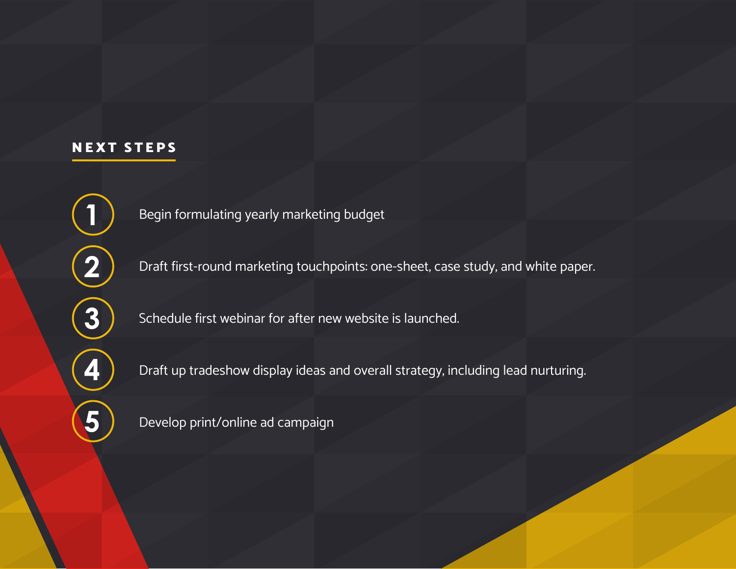## NEXT STEPS

1. Begin formulating yearly marketing budget
2. Draft first-round marketing touchpoints: one-sheet, case study, and white paper.
3. Schedule first webinar for after new website is launched.
4. Draft up tradeshow display ideas and overall strategy, including lead nurturing.
5. Develop print/online ad campaign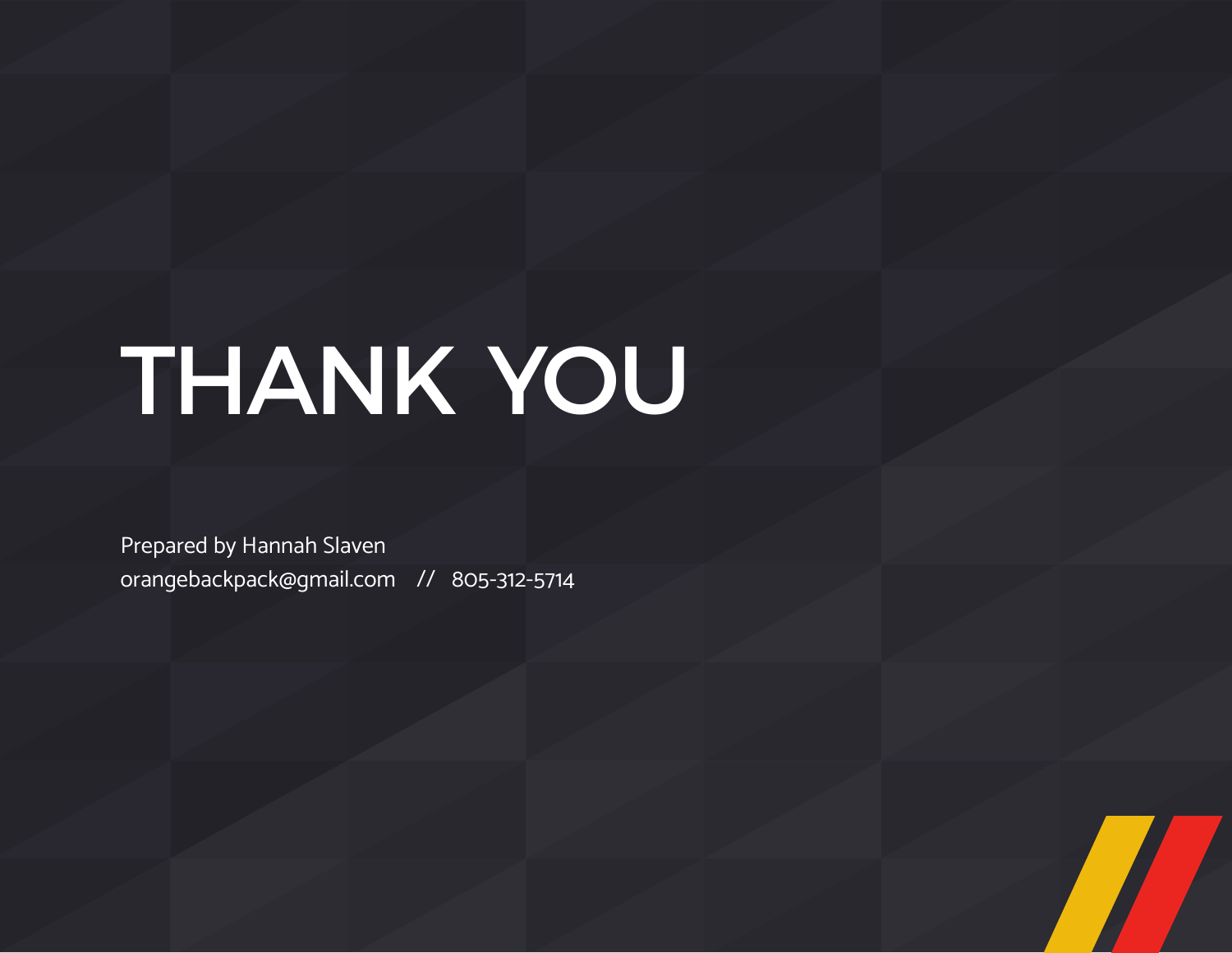# THANK YOU

Prepared by Hannah Slaven
orangebackpack@gmail.com // 805-312-5714